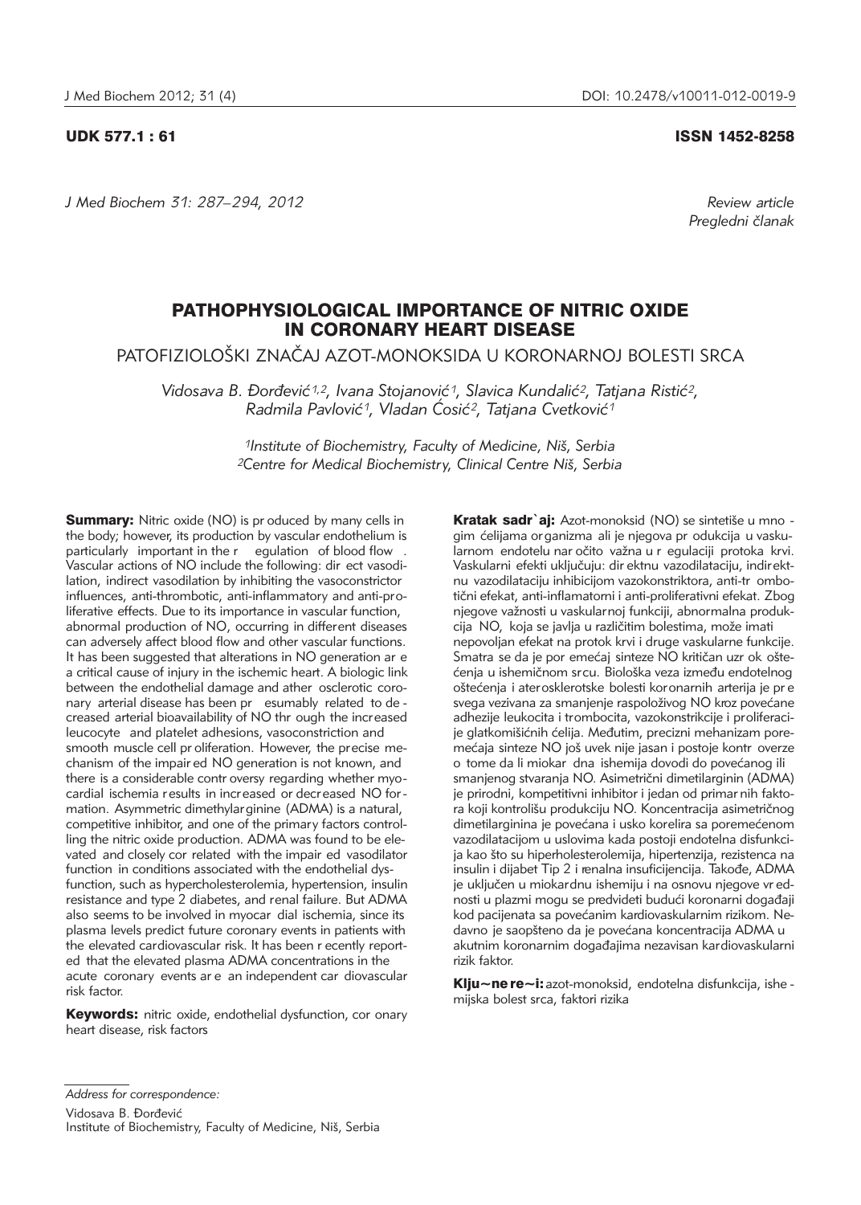UDK 577.1 : 61

ISSN 1452-8258

*Review article*
*Pregledni članak*

# PATHOPHYSIOLOGICAL IMPORTANCE OF NITRIC OXIDE IN CORONARY HEART DISEASE

## PATOFIZIOLOŠKI ZNAČAJ AZOT-MONOKSIDA U KORONARNOJ BOLESTI SRCA

*Vidosava B. Đorđević[1,2], Ivana Stojanović[1], Slavica Kundalić[2], Tatjana Ristić[2], Radmila Pavlović[1], Vladan Ćosić[2], Tatjana Cvetković[1]*

*[1]Institute of Biochemistry, Faculty of Medicine, Niš, Serbia*
*[2]Centre for Medical Biochemistry, Clinical Centre Niš, Serbia*

**Summary:** Nitric oxide (NO) is produced by many cells in the body; however, its production by vascular endothelium is particularly important in the regulation of blood flow. Vascular actions of NO include the following: direct vasodilation, indirect vasodilation by inhibiting the vasoconstrictor influences, anti-thrombotic, anti-inflammatory and anti-proliferative effects. Due to its importance in vascular function, abnormal production of NO, occurring in different diseases can adversely affect blood flow and other vascular functions. It has been suggested that alterations in NO generation are a critical cause of injury in the ischemic heart. A biologic link between the endothelial damage and atherosclerotic coronary arterial disease has been presumably related to decreased arterial bioavailability of NO through the increased leucocyte and platelet adhesions, vasoconstriction and smooth muscle cell proliferation. However, the precise mechanism of the impaired NO generation is not known, and there is a considerable controversy regarding whether myocardial ischemia results in increased or decreased NO formation. Asymmetric dimethylarginine (ADMA) is a natural, competitive inhibitor, and one of the primary factors controlling the nitric oxide production. ADMA was found to be elevated and closely correlated with the impaired vasodilator function in conditions associated with the endothelial dysfunction, such as hypercholesterolemia, hypertension, insulin resistance and type 2 diabetes, and renal failure. But ADMA also seems to be involved in myocardial ischemia, since its plasma levels predict future coronary events in patients with the elevated cardiovascular risk. It has been recently reported that the elevated plasma ADMA concentrations in the acute coronary events are an independent cardiovascular risk factor.

**Keywords:** nitric oxide, endothelial dysfunction, coronary heart disease, risk factors

**Kratak sadržaj:** Azot-monoksid (NO) se sintetiše u mnogim ćelijama organizma ali je njegova produkcija u vaskularnom endotelu naročito važna u regulaciji protoka krvi. Vaskularni efekti uključuju: direktnu vazodilataciju, indirektnu vazodilataciju inhibicijom vazokonstriktora, anti-trombotični efekat, anti-inflamatorni i anti-proliferativni efekat. Zbog njegove važnosti u vaskularnoj funkciji, abnormalna produkcija NO, koja se javlja u različitim bolestima, može imati nepovoljan efekat na protok krvi i druge vaskularne funkcije. Smatra se da je poremećaj sinteze NO kritičan uzrok oštećenja u ishemičnom srcu. Biološka veza između endotelnog oštećenja i aterosklerotske bolesti koronarnih arterija je pre svega vezivana za smanjenje raspoloživog NO kroz povećane adhezije leukocita i trombocita, vazokonstrikcije i proliferacije glatkomišićnih ćelija. Međutim, precizni mehanizam poremećaja sinteze NO još uvek nije jasan i postoje kontroverze o tome da li miokardna ishemija dovodi do povećanog ili smanjenog stvaranja NO. Asimetrični dimetilarginin (ADMA) je prirodni, kompetitivni inhibitor i jedan od primarnih faktora koji kontrolišu produkciju NO. Koncentracija asimetričnog dimetilarginina je povećana i usko korelira sa poremećenom vazodilatacijom u uslovima kada postoji endotelna disfunkcija kao što su hiperholesterolemija, hipertenzija, rezistenca na insulin i dijabet Tip 2 i renalna insuficijencija. Takođe, ADMA je uključen u miokardnu ishemiju i na osnovu njegove vrednosti u plazmi mogu se predvideti budući koronarni događaji kod pacijenata sa povećanim kardiovaskularnim rizikom. Nedavno je saopšteno da je povećana koncentracija ADMA u akutnim koronarnim događajima nezavisan kardiovaskularni rizik faktor.

**Ključne reči:** azot-monoksid, endotelna disfunkcija, ishemijska bolest srca, faktori rizika

---

*Address for correspondence:*

Vidosava B. Đorđević
Institute of Biochemistry, Faculty of Medicine, Niš, Serbia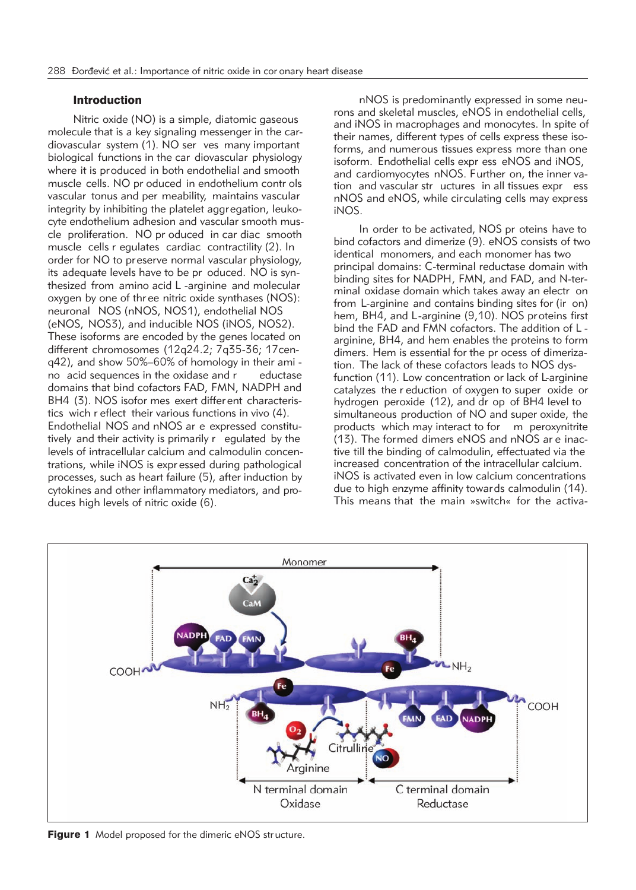## Introduction

Nitric oxide (NO) is a simple, diatomic gaseous molecule that is a key signaling messenger in the cardiovascular system (1). NO serves many important biological functions in the cardiovascular physiology where it is produced in both endothelial and smooth muscle cells. NO produced in endothelium controls vascular tonus and permeability, maintains vascular integrity by inhibiting the platelet aggregation, leukocyte endothelium adhesion and vascular smooth muscle proliferation. NO produced in cardiac smooth muscle cells regulates cardiac contractility (2). In order for NO to preserve normal vascular physiology, its adequate levels have to be produced. NO is synthesized from amino acid L-arginine and molecular oxygen by one of three nitric oxide synthases (NOS): neuronal NOS (nNOS, NOS1), endothelial NOS (eNOS, NOS3), and inducible NOS (iNOS, NOS2). These isoforms are encoded by the genes located on different chromosomes (12q24.2; 7q35-36; 17cen-q42), and show 50%–60% of homology in their amino acid sequences in the oxidase and reductase domains that bind cofactors FAD, FMN, NADPH and BH4 (3). NOS isoformes exert different characteristics wich reflect their various functions in vivo (4). Endothelial NOS and nNOS are expressed constitutively and their activity is primarily regulated by the levels of intracellular calcium and calmodulin concentrations, while iNOS is expressed during pathological processes, such as heart failure (5), after induction by cytokines and other inflammatory mediators, and produces high levels of nitric oxide (6).

nNOS is predominantly expressed in some neurons and skeletal muscles, eNOS in endothelial cells, and iNOS in macrophages and monocytes. In spite of their names, different types of cells express these isoforms, and numerous tissues express more than one isoform. Endothelial cells express eNOS and iNOS, and cardiomyocytes nNOS. Further on, the inner vacation and vascular structures in all tissues express nNOS and eNOS, while circulating cells may express iNOS.

In order to be activated, NOS proteins have to bind cofactors and dimerize (9). eNOS consists of two identical monomers, and each monomer has two principal domains: C-terminal reductase domain with binding sites for NADPH, FMN, and FAD, and N-terminal oxidase domain which takes away an electron from L-arginine and contains binding sites for (iron) hem, BH4, and L-arginine (9,10). NOS proteins first bind the FAD and FMN cofactors. The addition of L-arginine, BH4, and hem enables the proteins to form dimers. Hem is essential for the process of dimerization. The lack of these cofactors leads to NOS dysfunction (11). Low concentration or lack of L-arginine catalyzes the reduction of oxygen to superoxide or hydrogen peroxide (12), and drop of BH4 level to simultaneous production of NO and superoxide, the products which may interact to form peroxynitrite (13). The formed dimers eNOS and nNOS are inactive till the binding of calmodulin, effectuated via the increased concentration of the intracellular calcium. iNOS is activated even in low calcium concentrations due to high enzyme affinity towards calmodulin (14). This means that the main »switch« for the activa-

**Figure 1** Model proposed for the dimeric eNOS structure.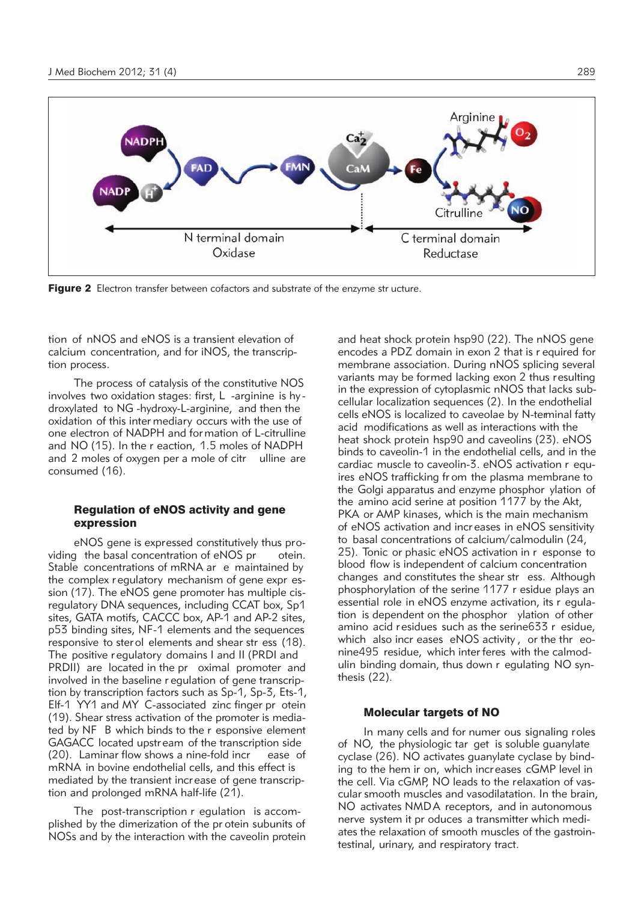**Figure 2** Electron transfer between cofactors and substrate of the enzyme structure.

tion of nNOS and eNOS is a transient elevation of calcium concentration, and for iNOS, the transcription process.

The process of catalysis of the constitutive NOS involves two oxidation stages: first, L -arginine is hydroxylated to NG -hydroxy-L-arginine, and then the oxidation of this intermediary occurs with the use of one electron of NADPH and formation of L-citrulline and NO (15). In the reaction, 1.5 moles of NADPH and 2 moles of oxygen per a mole of citrulline are consumed (16).

### Regulation of eNOS activity and gene expression

eNOS gene is expressed constitutively thus providing the basal concentration of eNOS protein. Stable concentrations of mRNA are maintained by the complex regulatory mechanism of gene expression (17). The eNOS gene promoter has multiple cis-regulatory DNA sequences, including CCAT box, Sp1 sites, GATA motifs, CACCC box, AP-1 and AP-2 sites, p53 binding sites, NF-1 elements and the sequences responsive to sterol elements and shear stress (18). The positive regulatory domains I and II (PRDI and PRDII) are located in the proximal promoter and involved in the baseline regulation of gene transcription by transcription factors such as Sp-1, Sp-3, Ets-1, Elf-1 YY1 and MYC-associated zinc finger protein (19). Shear stress activation of the promoter is mediated by NF B which binds to the responsive element GAGACC located upstream of the transcription side (20). Laminar flow shows a nine-fold increase of mRNA in bovine endothelial cells, and this effect is mediated by the transient increase of gene transcription and prolonged mRNA half-life (21).

The post-transcription regulation is accomplished by the dimerization of the protein subunits of NOSs and by the interaction with the caveolin protein and heat shock protein hsp90 (22). The nNOS gene encodes a PDZ domain in exon 2 that is required for membrane association. During nNOS splicing several variants may be formed lacking exon 2 thus resulting in the expression of cytoplasmic nNOS that lacks subcellular localization sequences (2). In the endothelial cells eNOS is localized to caveolae by N-terminal fatty acid modifications as well as interactions with the heat shock protein hsp90 and caveolins (23). eNOS binds to caveolin-1 in the endothelial cells, and in the cardiac muscle to caveolin-3. eNOS activation requires eNOS trafficking from the plasma membrane to the Golgi apparatus and enzyme phosphorylation of the amino acid serine at position 1177 by the Akt, PKA or AMP kinases, which is the main mechanism of eNOS activation and increases in eNOS sensitivity to basal concentrations of calcium/calmodulin (24, 25). Tonic or phasic eNOS activation in response to blood flow is independent of calcium concentration changes and constitutes the shear stress. Although phosphorylation of the serine 1177 residue plays an essential role in eNOS enzyme activation, its regulation is dependent on the phosphorylation of other amino acid residues such as the serine633 residue, which also increases eNOS activity, or the threonine495 residue, which interferes with the calmodulin binding domain, thus downregulating NO synthesis (22).

### Molecular targets of NO

In many cells and for numerous signaling roles of NO, the physiologic target is soluble guanylate cyclase (26). NO activates guanylate cyclase by binding to the hem iron, which increases cGMP level in the cell. Via cGMP, NO leads to the relaxation of vascular smooth muscles and vasodilatation. In the brain, NO activates NMDA receptors, and in autonomous nerve system it produces a transmitter which mediates the relaxation of smooth muscles of the gastrointestinal, urinary, and respiratory tract.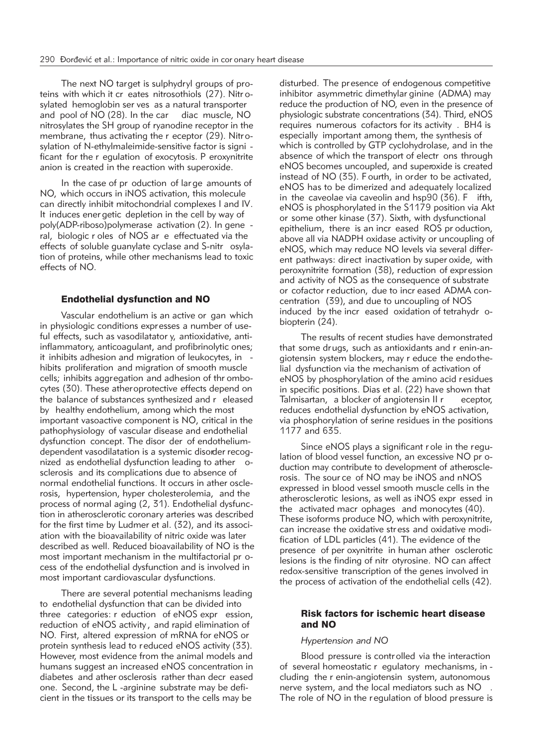The next NO target is sulphydryl groups of proteins with which it creates nitrosothiols (27). Nitrosylated hemoglobin serves as a natural transporter and pool of NO (28). In the cardiac muscle, NO nitrosylates the SH group of ryanodine receptor in the membrane, thus activating the receptor (29). Nitrosylation of N-ethylmaleimide-sensitive factor is significant for the regulation of exocytosis. Peroxynitrite anion is created in the reaction with superoxide.

In the case of production of large amounts of NO, which occurs in iNOS activation, this molecule can directly inhibit mitochondrial complexes I and IV. It induces energetic depletion in the cell by way of poly(ADP-riboso)polymerase activation (2). In general, biologic roles of NOS are effectuated via the effects of soluble guanylate cyclase and S-nitrosylation of proteins, while other mechanisms lead to toxic effects of NO.

## Endothelial dysfunction and NO

Vascular endothelium is an active organ which in physiologic conditions expresses a number of useful effects, such as vasodilatatory, antioxidative, antiinflammatory, anticoagulant, and profibrinolytic ones; it inhibits adhesion and migration of leukocytes, inhibits proliferation and migration of smooth muscle cells; inhibits aggregation and adhesion of thrombocytes (30). These atheroprotective effects depend on the balance of substances synthesized and released by healthy endothelium, among which the most important vasoactive component is NO, critical in the pathophysiology of vascular disease and endothelial dysfunction concept. The disorder of endothelium-dependent vasodilatation is a systemic disorder recognized as endothelial dysfunction leading to atherosclerosis and its complications due to absence of normal endothelial functions. It occurs in atherosclerosis, hypertension, hypercholesterolemia, and the process of normal aging (2, 31). Endothelial dysfunction in atherosclerotic coronary arteries was described for the first time by Ludmer et al. (32), and its association with the bioavailability of nitric oxide was later described as well. Reduced bioavailability of NO is the most important mechanism in the multifactorial process of the endothelial dysfunction and is involved in most important cardiovascular dysfunctions.

There are several potential mechanisms leading to endothelial dysfunction that can be divided into three categories: reduction of eNOS expression, reduction of eNOS activity, and rapid elimination of NO. First, altered expression of mRNA for eNOS or protein synthesis lead to reduced eNOS activity (33). However, most evidence from the animal models and humans suggest an increased eNOS concentration in diabetes and atherosclerosis rather than decreased one. Second, the L-arginine substrate may be deficient in the tissues or its transport to the cells may be disturbed. The presence of endogenous competitive inhibitor asymmetric dimethylarginine (ADMA) may reduce the production of NO, even in the presence of physiologic substrate concentrations (34). Third, eNOS requires numerous cofactors for its activity. BH4 is especially important among them, the synthesis of which is controlled by GTP cyclohydrolase, and in the absence of which the transport of electrons through eNOS becomes uncoupled, and superoxide is created instead of NO (35). Fourth, in order to be activated, eNOS has to be dimerized and adequately localized in the caveolae via caveolin and hsp90 (36). Fifth, eNOS is phosphorylated in the S1179 position via Akt or some other kinase (37). Sixth, with dysfunctional epithelium, there is an increased ROS production, above all via NADPH oxidase activity or uncoupling of eNOS, which may reduce NO levels via several different pathways: direct inactivation by superoxide, with peroxynitrite formation (38), reduction of expression and activity of NOS as the consequence of substrate or cofactor reduction, due to increased ADMA concentration (39), and due to uncoupling of NOS induced by the increased oxidation of tetrahydrobiopterin (24).

The results of recent studies have demonstrated that some drugs, such as antioxidants and renin-angiotensin system blockers, may reduce the endothelial dysfunction via the mechanism of activation of eNOS by phosphorylation of the amino acid residues in specific positions. Dias et al. (22) have shown that Talmisartan, a blocker of angiotensin II receptor, reduces endothelial dysfunction by eNOS activation, via phosphorylation of serine residues in the positions 1177 and 635.

Since eNOS plays a significant role in the regulation of blood vessel function, an excessive NO production may contribute to development of atherosclerosis. The source of NO may be iNOS and nNOS expressed in blood vessel smooth muscle cells in the atherosclerotic lesions, as well as iNOS expressed in the activated macrophages and monocytes (40). These isoforms produce NO, which with peroxynitrite, can increase the oxidative stress and oxidative modification of LDL particles (41). The evidence of the presence of peroxynitrite in human atherosclerotic lesions is the finding of nitrotyrosine. NO can affect redox-sensitive transcription of the genes involved in the process of activation of the endothelial cells (42).

## Risk factors for ischemic heart disease and NO

### *Hypertension and NO*

Blood pressure is controlled via the interaction of several homeostatic regulatory mechanisms, including the renin-angiotensin system, autonomous nerve system, and the local mediators such as NO. The role of NO in the regulation of blood pressure is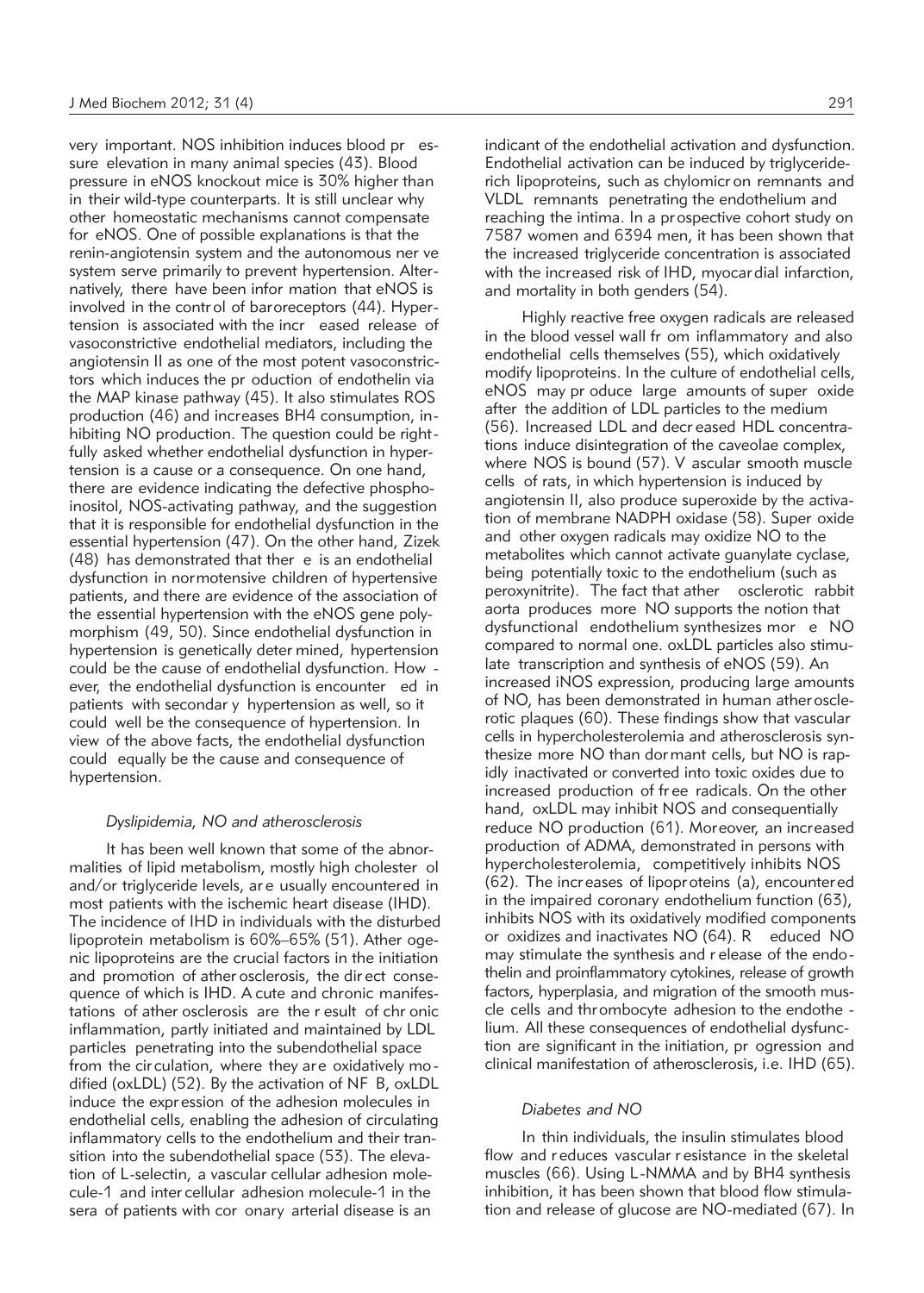very important. NOS inhibition induces blood pressure elevation in many animal species (43). Blood pressure in eNOS knockout mice is 30% higher than in their wild-type counterparts. It is still unclear why other homeostatic mechanisms cannot compensate for eNOS. One of possible explanations is that the renin-angiotensin system and the autonomous nerve system serve primarily to prevent hypertension. Alternatively, there have been information that eNOS is involved in the control of baroreceptors (44). Hypertension is associated with the increased release of vasoconstrictive endothelial mediators, including the angiotensin II as one of the most potent vasoconstrictors which induces the production of endothelin via the MAP kinase pathway (45). It also stimulates ROS production (46) and increases BH4 consumption, inhibiting NO production. The question could be rightfully asked whether endothelial dysfunction in hypertension is a cause or a consequence. On one hand, there are evidence indicating the defective phosphoinositol, NOS-activating pathway, and the suggestion that it is responsible for endothelial dysfunction in the essential hypertension (47). On the other hand, Zizek (48) has demonstrated that there is an endothelial dysfunction in normotensive children of hypertensive patients, and there are evidence of the association of the essential hypertension with the eNOS gene polymorphism (49, 50). Since endothelial dysfunction in hypertension is genetically determined, hypertension could be the cause of endothelial dysfunction. However, the endothelial dysfunction is encountered in patients with secondary hypertension as well, so it could well be the consequence of hypertension. In view of the above facts, the endothelial dysfunction could equally be the cause and consequence of hypertension.

### *Dyslipidemia, NO and atherosclerosis*

It has been well known that some of the abnormalities of lipid metabolism, mostly high cholesterol and/or triglyceride levels, are usually encountered in most patients with the ischemic heart disease (IHD). The incidence of IHD in individuals with the disturbed lipoprotein metabolism is 60%–65% (51). Atherogenic lipoproteins are the crucial factors in the initiation and promotion of atherosclerosis, the direct consequence of which is IHD. Acute and chronic manifestations of atherosclerosis are the result of chronic inflammation, partly initiated and maintained by LDL particles penetrating into the subendothelial space from the circulation, where they are oxidatively modified (oxLDL) (52). By the activation of NF B, oxLDL induce the expression of the adhesion molecules in endothelial cells, enabling the adhesion of circulating inflammatory cells to the endothelium and their transition into the subendothelial space (53). The elevation of L-selectin, a vascular cellular adhesion molecule-1 and intercellular adhesion molecule-1 in the sera of patients with coronary arterial disease is an indicant of the endothelial activation and dysfunction. Endothelial activation can be induced by triglyceride-rich lipoproteins, such as chylomicron remnants and VLDL remnants penetrating the endothelium and reaching the intima. In a prospective cohort study on 7587 women and 6394 men, it has been shown that the increased triglyceride concentration is associated with the increased risk of IHD, myocardial infarction, and mortality in both genders (54).

Highly reactive free oxygen radicals are released in the blood vessel wall from inflammatory and also endothelial cells themselves (55), which oxidatively modify lipoproteins. In the culture of endothelial cells, eNOS may produce large amounts of superoxide after the addition of LDL particles to the medium (56). Increased LDL and decreased HDL concentrations induce disintegration of the caveolae complex, where NOS is bound (57). Vascular smooth muscle cells of rats, in which hypertension is induced by angiotensin II, also produce superoxide by the activation of membrane NADPH oxidase (58). Superoxide and other oxygen radicals may oxidize NO to the metabolites which cannot activate guanylate cyclase, being potentially toxic to the endothelium (such as peroxynitrite). The fact that atherosclerotic rabbit aorta produces more NO supports the notion that dysfunctional endothelium synthesizes more NO compared to normal one. oxLDL particles also stimulate transcription and synthesis of eNOS (59). An increased iNOS expression, producing large amounts of NO, has been demonstrated in human atherosclerotic plaques (60). These findings show that vascular cells in hypercholesterolemia and atherosclerosis synthesize more NO than dormant cells, but NO is rapidly inactivated or converted into toxic oxides due to increased production of free radicals. On the other hand, oxLDL may inhibit NOS and consequentially reduce NO production (61). Moreover, an increased production of ADMA, demonstrated in persons with hypercholesterolemia, competitively inhibits NOS (62). The increases of lipoproteins (a), encountered in the impaired coronary endothelium function (63), inhibits NOS with its oxidatively modified components or oxidizes and inactivates NO (64). Reduced NO may stimulate the synthesis and release of the endothelin and proinflammatory cytokines, release of growth factors, hyperplasia, and migration of the smooth muscle cells and thrombocyte adhesion to the endothelium. All these consequences of endothelial dysfunction are significant in the initiation, progression and clinical manifestation of atherosclerosis, i.e. IHD (65).

### *Diabetes and NO*

In thin individuals, the insulin stimulates blood flow and reduces vascular resistance in the skeletal muscles (66). Using L-NMMA and by BH4 synthesis inhibition, it has been shown that blood flow stimulation and release of glucose are NO-mediated (67). In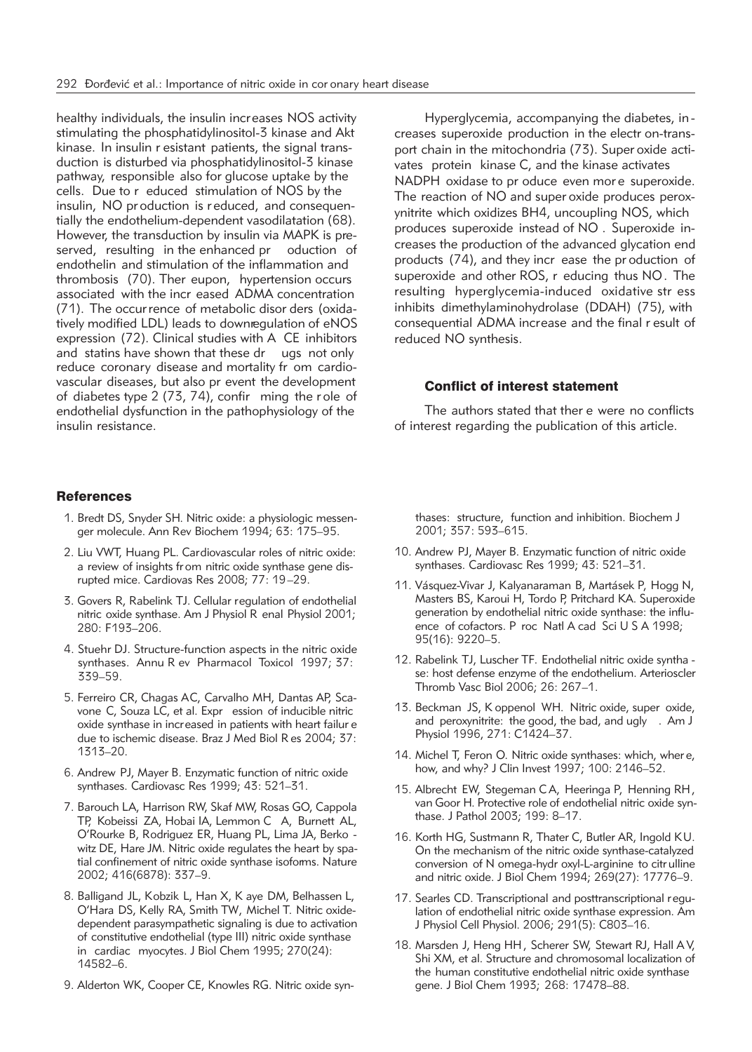healthy individuals, the insulin increases NOS activity stimulating the phosphatidylinositol-3 kinase and Akt kinase. In insulin resistant patients, the signal transduction is disturbed via phosphatidylinositol-3 kinase pathway, responsible also for glucose uptake by the cells. Due to reduced stimulation of NOS by the insulin, NO production is reduced, and consequentially the endothelium-dependent vasodilatation (68). However, the transduction by insulin via MAPK is preserved, resulting in the enhanced production of endothelin and stimulation of the inflammation and thrombosis (70). Ther eupon, hypertension occurs associated with the increased ADMA concentration (71). The occurrence of metabolic disorders (oxidatively modified LDL) leads to downregulation of eNOS expression (72). Clinical studies with ACE inhibitors and statins have shown that these drugs not only reduce coronary disease and mortality from cardiovascular diseases, but also prevent the development of diabetes type 2 (73, 74), confirming the role of endothelial dysfunction in the pathophysiology of the insulin resistance.

Hyperglycemia, accompanying the diabetes, increases superoxide production in the electron-transport chain in the mitochondria (73). Superoxide activates protein kinase C, and the kinase activates NADPH oxidase to produce even more superoxide. The reaction of NO and superoxide produces peroxynitrite which oxidizes BH4, uncoupling NOS, which produces superoxide instead of NO. Superoxide increases the production of the advanced glycation end products (74), and they increase the production of superoxide and other ROS, reducing thus NO. The resulting hyperglycemia-induced oxidative stress inhibits dimethylaminohydrolase (DDAH) (75), with consequential ADMA increase and the final result of reduced NO synthesis.

## Conflict of interest statement

The authors stated that there were no conflicts of interest regarding the publication of this article.

## References

1. Bredt DS, Snyder SH. Nitric oxide: a physiologic messenger molecule. Ann Rev Biochem 1994; 63: 175–95.
2. Liu VWT, Huang PL. Cardiovascular roles of nitric oxide: a review of insights from nitric oxide synthase gene disrupted mice. Cardiovas Res 2008; 77: 19–29.
3. Govers R, Rabelink TJ. Cellular regulation of endothelial nitric oxide synthase. Am J Physiol Renal Physiol 2001; 280: F193–206.
4. Stuehr DJ. Structure-function aspects in the nitric oxide synthases. Annu Rev Pharmacol Toxicol 1997; 37: 339–59.
5. Ferreiro CR, Chagas AC, Carvalho MH, Dantas AP, Scavone C, Souza LC, et al. Expression of inducible nitric oxide synthase in increased in patients with heart failure due to ischemic disease. Braz J Med Biol Res 2004; 37: 1313–20.
6. Andrew PJ, Mayer B. Enzymatic function of nitric oxide synthases. Cardiovasc Res 1999; 43: 521–31.
7. Barouch LA, Harrison RW, Skaf MW, Rosas GO, Cappola TP, Kobeissi ZA, Hobai IA, Lemmon CA, Burnett AL, O'Rourke B, Rodriguez ER, Huang PL, Lima JA, Berkowitz DE, Hare JM. Nitric oxide regulates the heart by spatial confinement of nitric oxide synthase isoforms. Nature 2002; 416(6878): 337–9.
8. Balligand JL, Kobzik L, Han X, Kaye DM, Belhassen L, O'Hara DS, Kelly RA, Smith TW, Michel T. Nitric oxide-dependent parasympathetic signaling is due to activation of constitutive endothelial (type III) nitric oxide synthase in cardiac myocytes. J Biol Chem 1995; 270(24): 14582–6.
9. Alderton WK, Cooper CE, Knowles RG. Nitric oxide synthases: structure, function and inhibition. Biochem J 2001; 357: 593–615.
10. Andrew PJ, Mayer B. Enzymatic function of nitric oxide synthases. Cardiovasc Res 1999; 43: 521–31.
11. Vásquez-Vivar J, Kalyanaraman B, Martásek P, Hogg N, Masters BS, Karoui H, Tordo P, Pritchard KA. Superoxide generation by endothelial nitric oxide synthase: the influence of cofactors. Proc Natl Acad Sci U S A 1998; 95(16): 9220–5.
12. Rabelink TJ, Luscher TF. Endothelial nitric oxide synthase: host defense enzyme of the endothelium. Arterioscler Thromb Vasc Biol 2006; 26: 267–1.
13. Beckman JS, Koppenol WH. Nitric oxide, superoxide, and peroxynitrite: the good, the bad, and ugly. Am J Physiol 1996, 271: C1424–37.
14. Michel T, Feron O. Nitric oxide synthases: which, where, how, and why? J Clin Invest 1997; 100: 2146–52.
15. Albrecht EW, Stegeman CA, Heeringa P, Henning RH, van Goor H. Protective role of endothelial nitric oxide synthase. J Pathol 2003; 199: 8–17.
16. Korth HG, Sustmann R, Thater C, Butler AR, Ingold KU. On the mechanism of the nitric oxide synthase-catalyzed conversion of N omega-hydroxyl-L-arginine to citrulline and nitric oxide. J Biol Chem 1994; 269(27): 17776–9.
17. Searles CD. Transcriptional and posttranscriptional regulation of endothelial nitric oxide synthase expression. Am J Physiol Cell Physiol. 2006; 291(5): C803–16.
18. Marsden J, Heng HH, Scherer SW, Stewart RJ, Hall AV, Shi XM, et al. Structure and chromosomal localization of the human constitutive endothelial nitric oxide synthase gene. J Biol Chem 1993; 268: 17478–88.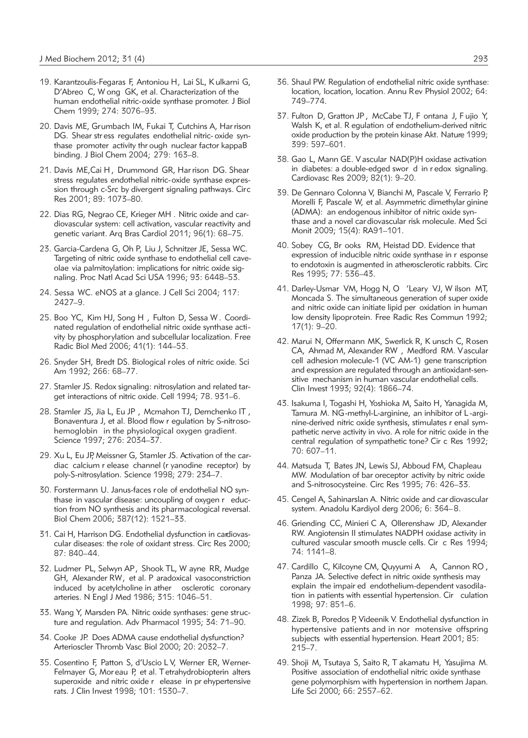19. Karantzoulis-Fegaras F, Antoniou H, Lai SL, Kulkarni G, D'Abreo C, Wong GK, et al. Characterization of the human endothelial nitric-oxide synthase promoter. J Biol Chem 1999; 274: 3076–93.

20. Davis ME, Grumbach IM, Fukai T, Cutchins A, Harrison DG. Shear stress regulates endothelial nitric-oxide synthase promoter activity through nuclear factor kappaB binding. J Biol Chem 2004; 279: 163–8.

21. Davis ME,Cai H, Drummond GR, Harrison DG. Shear stress regulates endothelial nitric-oxide synthase expression through c-Src by divergent signaling pathways. Circ Res 2001; 89: 1073–80.

22. Dias RG, Negrao CE, Krieger MH. Nitric oxide and cardiovascular system: cell activation, vascular reactivity and genetic variant. Arq Bras Cardiol 2011; 96(1): 68–75.

23. Garcia-Cardena G, Oh P, Liu J, Schnitzer JE, Sessa WC. Targeting of nitric oxide synthase to endothelial cell caveolae via palmitoylation: implications for nitric oxide signaling. Proc Natl Acad Sci USA 1996; 93: 6448–53.

24. Sessa WC. eNOS at a glance. J Cell Sci 2004; 117: 2427–9.

25. Boo YC, Kim HJ, Song H, Fulton D, Sessa W. Coordinated regulation of endothelial nitric oxide synthase activity by phosphorylation and subcellular localization. Free Radic Biol Med 2006; 41(1): 144–53.

26. Snyder SH, Bredt DS. Biological roles of nitric oxide. Sci Am 1992; 266: 68–77.

27. Stamler JS. Redox signaling: nitrosylation and related target interactions of nitric oxide. Cell 1994; 78. 931–6.

28. Stamler JS, Jia L, Eu JP, Mcmahon TJ, Demchenko IT, Bonaventura J, et al. Blood flow regulation by S-nitrosohemoglobin in the physiological oxygen gradient. Science 1997; 276: 2034–37.

29. Xu L, Eu JP, Meissner G, Stamler JS. Activation of the cardiac calcium release channel (ryanodine receptor) by poly-S-nitrosylation. Science 1998; 279: 234–7.

30. Forstermann U. Janus-faces role of endothelial NO synthase in vascular disease: uncoupling of oxygen reduction from NO synthesis and its pharmacological reversal. Biol Chem 2006; 387(12): 1521–33.

31. Cai H, Harrison DG. Endothelial dysfunction in cardiovascular diseases: the role of oxidant stress. Circ Res 2000; 87: 840–44.

32. Ludmer PL, Selwyn AP, Shook TL, Wayne RR, Mudge GH, Alexander RW, et al. Paradoxical vasoconstriction induced by acetylcholine in atherosclerotic coronary arteries. N Engl J Med 1986; 315: 1046–51.

33. Wang Y, Marsden PA. Nitric oxide synthases: gene structure and regulation. Adv Pharmacol 1995; 34: 71–90.

34. Cooke JP. Does ADMA cause endothelial dysfunction? Arterioscler Thromb Vasc Biol 2000; 20: 2032–7.

35. Cosentino F, Patton S, d'Uscio LV, Werner ER, Werner-Felmayer G, Moreau P, et al. Tetrahydrobiopterin alters superoxide and nitric oxide release in prehypertensive rats. J Clin Invest 1998; 101: 1530–7.

36. Shaul PW. Regulation of endothelial nitric oxide synthase: location, location, location. Annu Rev Physiol 2002; 64: 749–774.

37. Fulton D, Gratton JP, McCabe TJ, Fontana J, Fujio Y, Walsh K, et al. Regulation of endothelium-derived nitric oxide production by the protein kinase Akt. Nature 1999; 399: 597–601.

38. Gao L, Mann GE. Vascular NAD(P)H oxidase activation in diabetes: a double-edged sword in redox signaling. Cardiovasc Res 2009; 82(1): 9–20.

39. De Gennaro Colonna V, Bianchi M, Pascale V, Ferrario P, Morelli F, Pascale W, et al. Asymmetric dimethylarginine (ADMA): an endogenous inhibitor of nitric oxide synthase and a novel cardiovascular risk molecule. Med Sci Monit 2009; 15(4): RA91–101.

40. Sobey CG, Brooks RM, Heistad DD. Evidence that expression of inducible nitric oxide synthase in response to endotoxin is augmented in atherosclerotic rabbits. Circ Res 1995; 77: 536–43.

41. Darley-Usmar VM, Hogg N, O'Leary VJ, Wilson MT, Moncada S. The simultaneous generation of superoxide and nitric oxide can initiate lipid peroxidation in human low density lipoprotein. Free Radic Res Commun 1992; 17(1): 9–20.

42. Marui N, Offermann MK, Swerlick R, Kunsch C, Rosen CA, Ahmad M, Alexander RW, Medford RM. Vascular cell adhesion molecule-1 (VCAM-1) gene transcription and expression are regulated through an antioxidant-sensitive mechanism in human vascular endothelial cells. Clin Invest 1993; 92(4): 1866–74.

43. Isakuma I, Togashi H, Yoshioka M, Saito H, Yanagida M, Tamura M. NG-methyl-L-arginine, an inhibitor of L-arginine-derived nitric oxide synthesis, stimulates renal sympathetic nerve activity in vivo. A role for nitric oxide in the central regulation of sympathetic tone? Circ Res 1992; 70: 607–11.

44. Matsuda T, Bates JN, Lewis SJ, Abboud FM, Chapleau MW. Modulation of baroreceptor activity by nitric oxide and S-nitrosocysteine. Circ Res 1995; 76: 426–33.

45. Cengel A, Sahinarslan A. Nitric oxide and cardiovascular system. Anadolu Kardiyol derg 2006; 6: 364–8.

46. Griending CC, Minieri CA, Ollerenshaw JD, Alexander RW. Angiotensin II stimulates NADPH oxidase activity in cultured vascular smooth muscle cells. Circ Res 1994; 74: 1141–8.

47. Cardillo C, Kilcoyne CM, Quyyumi AA, Cannon RO, Panza JA. Selective defect in nitric oxide synthesis may explain the impaired endothelium-dependent vasodilation in patients with essential hypertension. Circulation 1998; 97: 851–6.

48. Zizek B, Poredos P, Videenik V. Endothelial dysfunction in hypertensive patients and in normotensive offspring subjects with essential hypertension. Heart 2001; 85: 215–7.

49. Shoji M, Tsutaya S, Saito R, Takamatu H, Yasujima M. Positive association of endothelial nitric oxide synthase gene polymorphism with hypertension in northern Japan. Life Sci 2000; 66: 2557–62.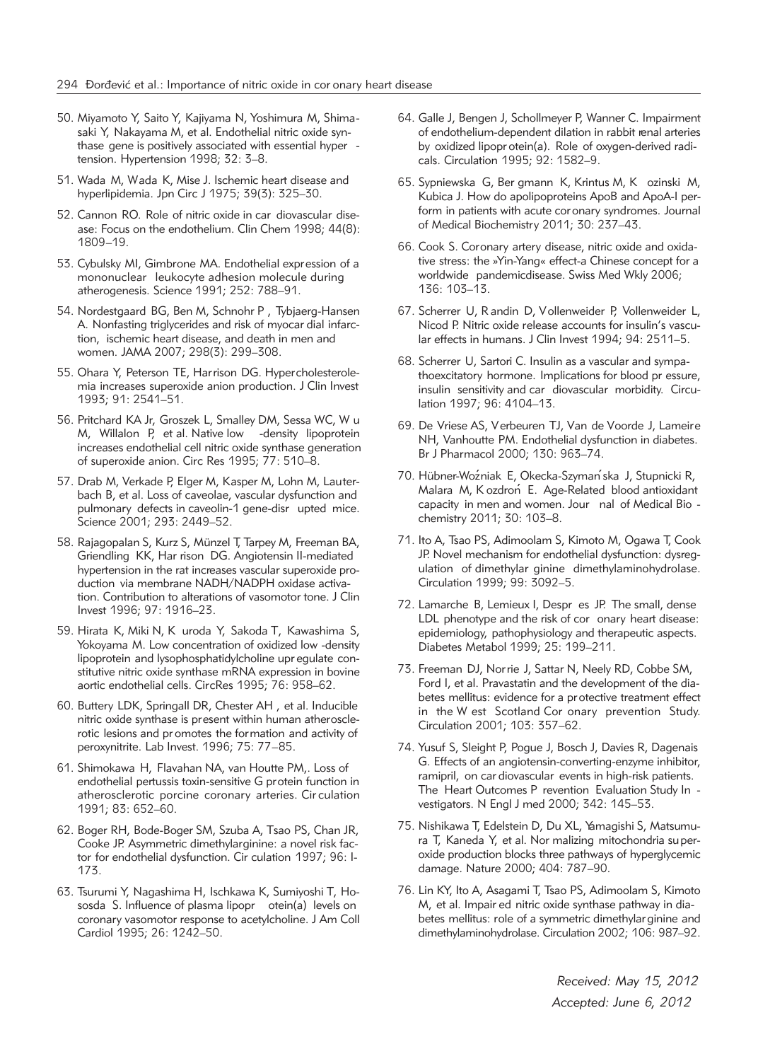50. Miyamoto Y, Saito Y, Kajiyama N, Yoshimura M, Shimasaki Y, Nakayama M, et al. Endothelial nitric oxide synthase gene is positively associated with essential hypertension. Hypertension 1998; 32: 3–8.

51. Wada M, Wada K, Mise J. Ischemic heart disease and hyperlipidemia. Jpn Circ J 1975; 39(3): 325–30.

52. Cannon RO. Role of nitric oxide in car diovascular disease: Focus on the endothelium. Clin Chem 1998; 44(8): 1809–19.

53. Cybulsky MI, Gimbrone MA. Endothelial expression of a mononuclear leukocyte adhesion molecule during atherogenesis. Science 1991; 252: 788–91.

54. Nordestgaard BG, Ben M, Schnohr P, Tybjaerg-Hansen A. Nonfasting triglycerides and risk of myocar dial infarction, ischemic heart disease, and death in men and women. JAMA 2007; 298(3): 299–308.

55. Ohara Y, Peterson TE, Harrison DG. Hypercholesterolemia increases superoxide anion production. J Clin Invest 1993; 91: 2541–51.

56. Pritchard KA Jr, Groszek L, Smalley DM, Sessa WC, W u M, Willalon P, et al. Native low -density lipoprotein increases endothelial cell nitric oxide synthase generation of superoxide anion. Circ Res 1995; 77: 510–8.

57. Drab M, Verkade P, Elger M, Kasper M, Lohn M, Lauterbach B, et al. Loss of caveolae, vascular dysfunction and pulmonary defects in caveolin-1 gene-disr upted mice. Science 2001; 293: 2449–52.

58. Rajagopalan S, Kurz S, Münzel T, Tarpey M, Freeman BA, Griendling KK, Har rison DG. Angiotensin II-mediated hypertension in the rat increases vascular superoxide production via membrane NADH/NADPH oxidase activation. Contribution to alterations of vasomotor tone. J Clin Invest 1996; 97: 1916–23.

59. Hirata K, Miki N, K uroda Y, Sakoda T, Kawashima S, Yokoyama M. Low concentration of oxidized low -density lipoprotein and lysophosphatidylcholine upr egulate constitutive nitric oxide synthase mRNA expression in bovine aortic endothelial cells. CircRes 1995; 76: 958–62.

60. Buttery LDK, Springall DR, Chester AH , et al. Inducible nitric oxide synthase is present within human atherosclerotic lesions and pr omotes the formation and activity of peroxynitrite. Lab Invest. 1996; 75: 77–85.

61. Shimokawa H, Flavahan NA, van Houtte PM,. Loss of endothelial pertussis toxin-sensitive G protein function in atherosclerotic porcine coronary arteries. Cir culation 1991; 83: 652–60.

62. Boger RH, Bode-Boger SM, Szuba A, Tsao PS, Chan JR, Cooke JP. Asymmetric dimethylarginine: a novel risk factor for endothelial dysfunction. Cir culation 1997; 96: I-173.

63. Tsurumi Y, Nagashima H, Ischkawa K, Sumiyoshi T, Hososda S. Influence of plasma lipopr otein(a) levels on coronary vasomotor response to acetylcholine. J Am Coll Cardiol 1995; 26: 1242–50.

64. Galle J, Bengen J, Schollmeyer P, Wanner C. Impairment of endothelium-dependent dilation in rabbit renal arteries by oxidized lipopr otein(a). Role of oxygen-derived radicals. Circulation 1995; 92: 1582–9.

65. Sypniewska G, Ber gmann K, Krintus M, K ozinski M, Kubica J. How do apolipoproteins ApoB and ApoA-I perform in patients with acute coronary syndromes. Journal of Medical Biochemistry 2011; 30: 237–43.

66. Cook S. Coronary artery disease, nitric oxide and oxidative stress: the »Yin-Yang« effect-a Chinese concept for a worldwide pandemicdisease. Swiss Med Wkly 2006; 136: 103–13.

67. Scherrer U, R andin D, Vollenweider P, Vollenweider L, Nicod P. Nitric oxide release accounts for insulin's vascular effects in humans. J Clin Invest 1994; 94: 2511–5.

68. Scherrer U, Sartori C. Insulin as a vascular and sympathoexcitatory hormone. Implications for blood pr essure, insulin sensitivity and car diovascular morbidity. Circulation 1997; 96: 4104–13.

69. De Vriese AS, Verbeuren TJ, Van de Voorde J, Lameire NH, Vanhoutte PM. Endothelial dysfunction in diabetes. Br J Pharmacol 2000; 130: 963–74.

70. Hübner-Woźniak E, Okecka-Szymańska J, Stupnicki R, Malara M, Kozdroń E. Age-Related blood antioxidant capacity in men and women. Jour nal of Medical Biochemistry 2011; 30: 103–8.

71. Ito A, Tsao PS, Adimoolam S, Kimoto M, Ogawa T, Cook JP. Novel mechanism for endothelial dysfunction: dysregulation of dimethylar ginine dimethylaminohydrolase. Circulation 1999; 99: 3092–5.

72. Lamarche B, Lemieux I, Despr es JP. The small, dense LDL phenotype and the risk of cor onary heart disease: epidemiology, pathophysiology and therapeutic aspects. Diabetes Metabol 1999; 25: 199–211.

73. Freeman DJ, Norrie J, Sattar N, Neely RD, Cobbe SM, Ford I, et al. Pravastatin and the development of the diabetes mellitus: evidence for a pr otective treatment effect in the W est Scotland Cor onary prevention Study. Circulation 2001; 103: 357–62.

74. Yusuf S, Sleight P, Pogue J, Bosch J, Davies R, Dagenais G. Effects of an angiotensin-converting-enzyme inhibitor, ramipril, on car diovascular events in high-risk patients. The Heart Outcomes P revention Evaluation Study Investigators. N Engl J med 2000; 342: 145–53.

75. Nishikawa T, Edelstein D, Du XL, Yamagishi S, Matsumura T, Kaneda Y, et al. Nor malizing mitochondria superoxide production blocks three pathways of hyperglycemic damage. Nature 2000; 404: 787–90.

76. Lin KY, Ito A, Asagami T, Tsao PS, Adimoolam S, Kimoto M, et al. Impair ed nitric oxide synthase pathway in diabetes mellitus: role of a symmetric dimethylar ginine and dimethylaminohydrolase. Circulation 2002; 106: 987–92.

*Received: May 15, 2012*
*Accepted: June 6, 2012*